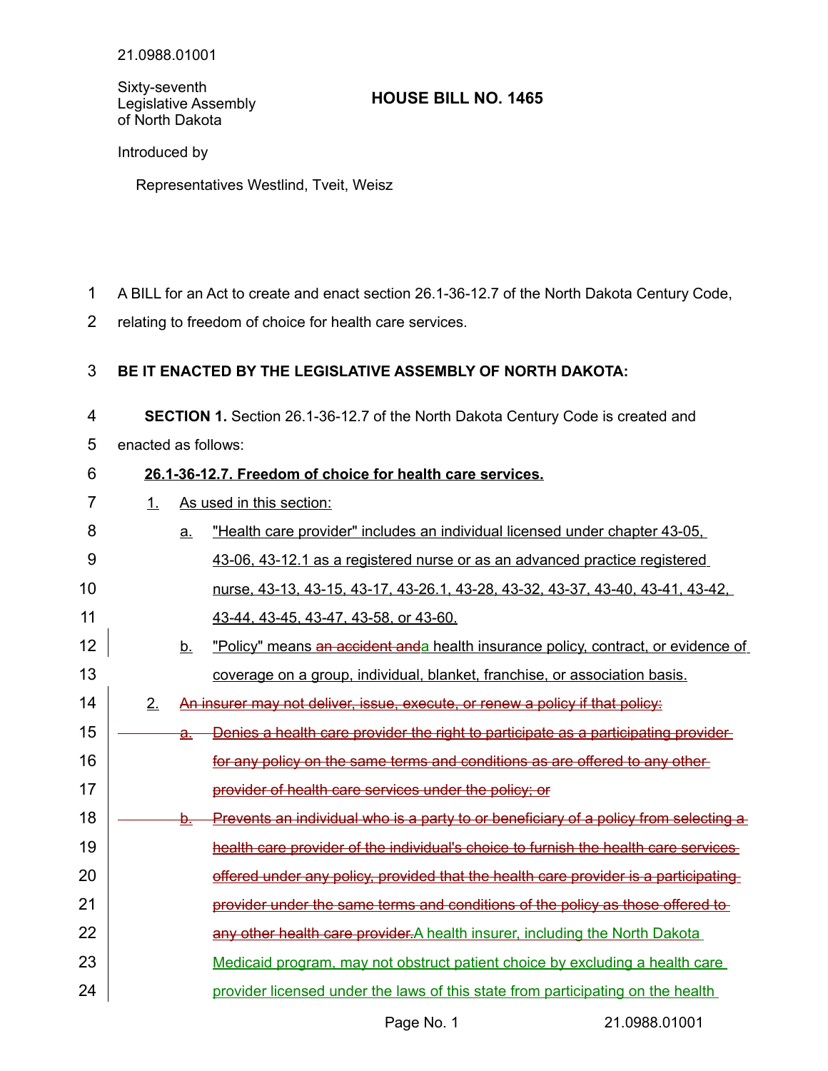21.0988.01001

Sixty-seventh Legislative Assembly of North Dakota

# HOUSE BILL NO. 1465

Introduced by

Representatives Westlind, Tveit, Weisz

A BILL for an Act to create and enact section 26.1-36-12.7 of the North Dakota Century Code, relating to freedom of choice for health care services.

**BE IT ENACTED BY THE LEGISLATIVE ASSEMBLY OF NORTH DAKOTA:**

**SECTION 1.** Section 26.1-36-12.7 of the North Dakota Century Code is created and enacted as follows:

**26.1-36-12.7. Freedom of choice for health care services.**

1. As used in this section:
   a. "Health care provider" includes an individual licensed under chapter 43-05, 43-06, 43-12.1 as a registered nurse or as an advanced practice registered nurse, 43-13, 43-15, 43-17, 43-26.1, 43-28, 43-32, 43-37, 43-40, 43-41, 43-42, 43-44, 43-45, 43-47, 43-58, or 43-60.
   b. "Policy" means ~~an accident and~~a health insurance policy, contract, or evidence of coverage on a group, individual, blanket, franchise, or association basis.
2. ~~An insurer may not deliver, issue, execute, or renew a policy if that policy:~~
   ~~a. Denies a health care provider the right to participate as a participating provider for any policy on the same terms and conditions as are offered to any other provider of health care services under the policy; or~~
   ~~b. Prevents an individual who is a party to or beneficiary of a policy from selecting a health care provider of the individual's choice to furnish the health care services offered under any policy, provided that the health care provider is a participating provider under the same terms and conditions of the policy as those offered to any other health care provider.~~A health insurer, including the North Dakota Medicaid program, may not obstruct patient choice by excluding a health care provider licensed under the laws of this state from participating on the health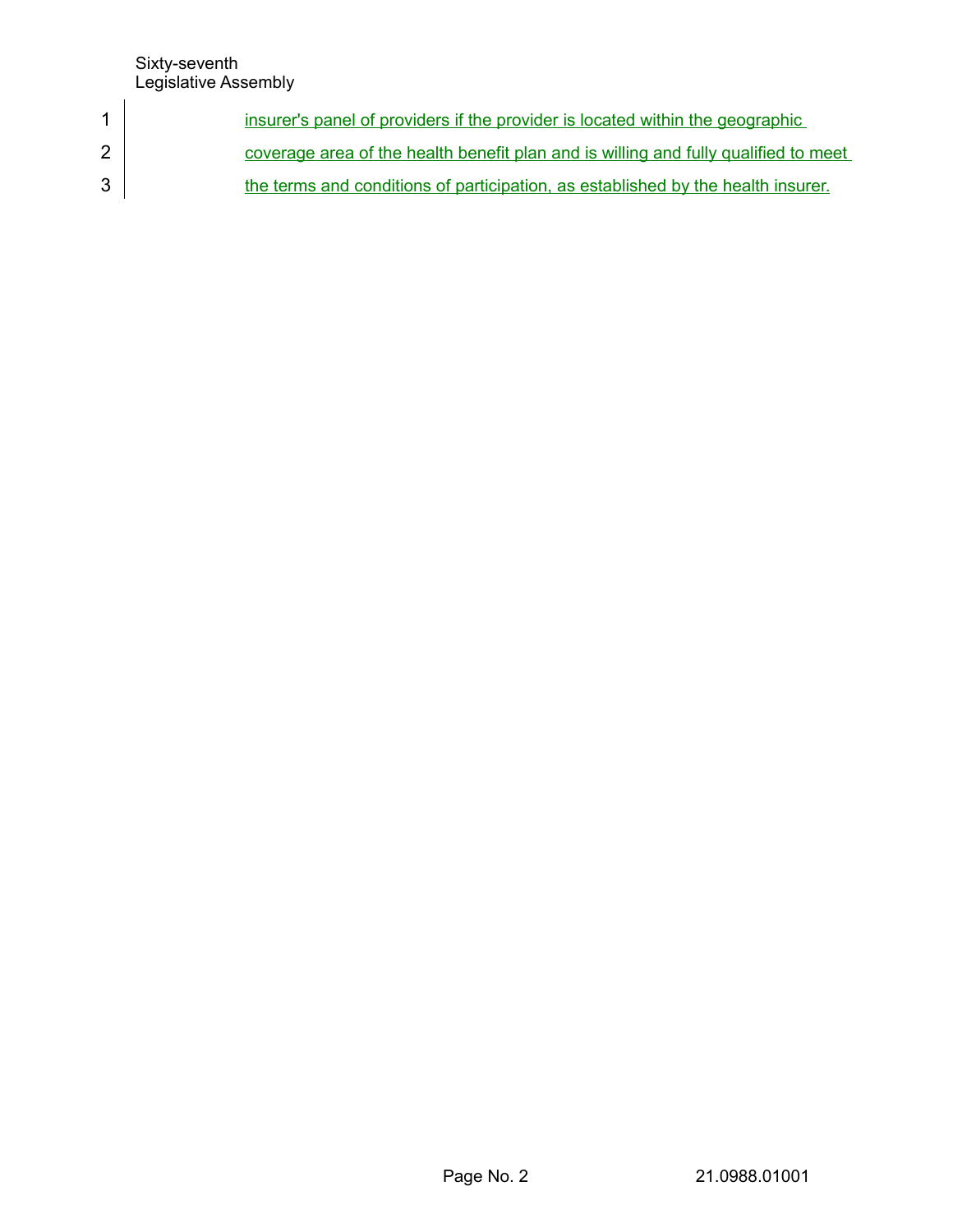insurer's panel of providers if the provider is located within the geographic coverage area of the health benefit plan and is willing and fully qualified to meet the terms and conditions of participation, as established by the health insurer.